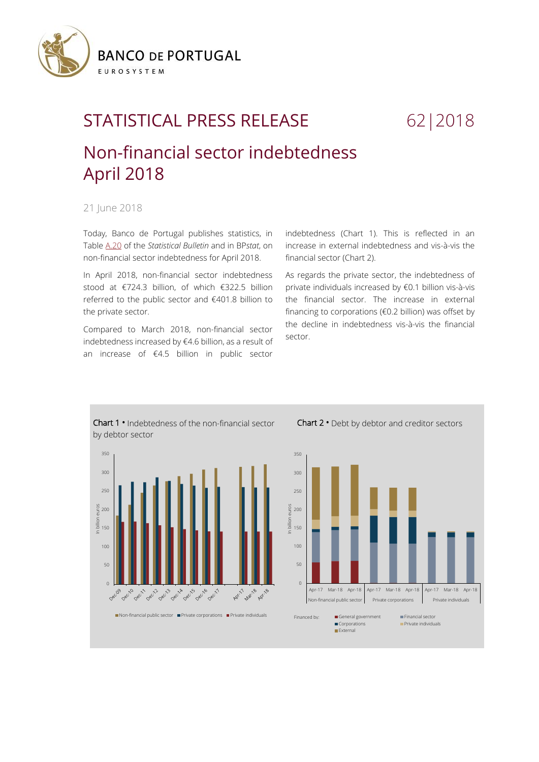BANCO DE PORTUGAL

EUROSYSTEM

# STATISTICAL PRESS RELEASE 62|2018

# Non-financial sector indebtedness April 2018

21 June 2018

Today, Banco de Portugal publishes statistics, in Table A.20 of the *Statistical Bulletin* and in BP*stat*, on non-financial sector indebtedness for April 2018.

In April 2018, non-financial sector indebtedness stood at €724.3 billion, of which €322.5 billion referred to the public sector and €401.8 billion to the private sector.

Compared to March 2018, non-financial sector indebtedness increased by €4.6 billion, as a result of an increase of €4.5 billion in public sector indebtedness (Chart 1). This is reflected in an increase in external indebtedness and vis-à-vis the financial sector (Chart 2).

As regards the private sector, the indebtedness of private individuals increased by €0.1 billion vis-à-vis the financial sector. The increase in external financing to corporations (€0.2 billion) was offset by the decline in indebtedness vis-à-vis the financial sector.

**Chart 1** • Indebtedness of the non-financial sector by debtor sector

In billion euros

350
300
250
200
150
100
50
0

Dec-09 Dec-10 Dec-11 Dec-12 Dec-13 Dec-14 Dec-15 Dec-16 Dec-17 Apr-17 Mar-18 Apr-18

Non-financial public sector ■ Private corporations ■ Private individuals

**Chart 2** • Debt by debtor and creditor sectors

In billion euros

350
300
250
200
150
100
50
0

Apr-17 Mar-18 Apr-18 | Apr-17 Mar-18 Apr-18 | Apr-17 Mar-18 Apr-18

Non-financial public sector | Private corporations | Private individuals

Financed by: ■ General government ■ Corporations ■ External ■ Financial sector ■ Private individuals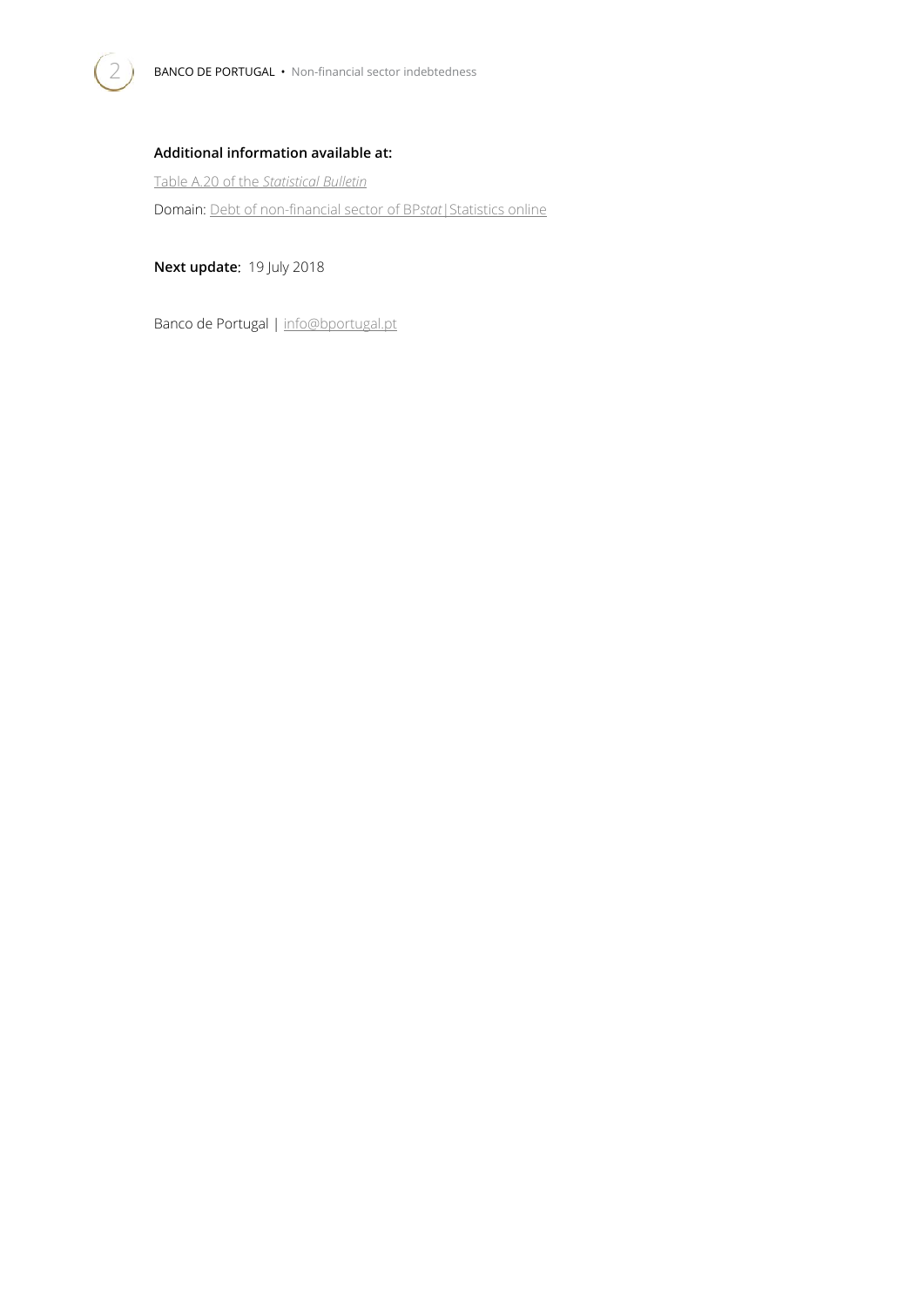**Additional information available at:**

Table A.20 of the *Statistical Bulletin*

Domain: Debt of non-financial sector of BP*stat*|Statistics online

**Next update**: 19 July 2018

Banco de Portugal | info@bportugal.pt